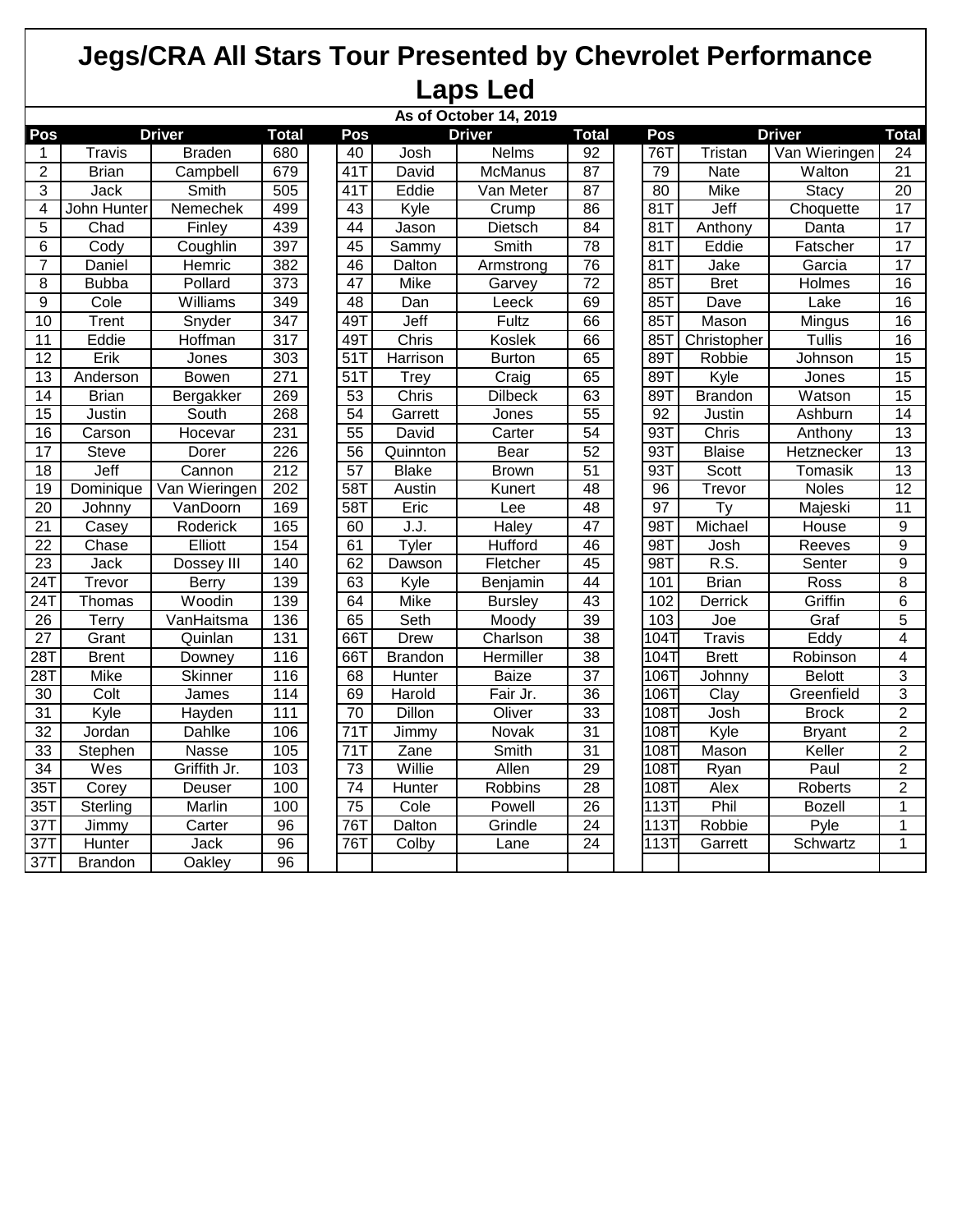# Jegs/CRA All Stars Tour Presented by Chevrolet Performance

## Laps Led

**As of October 14, 2019**

| Pos | Driver | | Total | Pos | Driver | | Total | Pos | Driver | | Total |
|---|---|---|---|---|---|---|---|---|---|---|---|
| 1 | Travis | Braden | 680 | 40 | Josh | Nelms | 92 | 76T | Tristan | Van Wieringen | 24 |
| 2 | Brian | Campbell | 679 | 41T | David | McManus | 87 | 79 | Nate | Walton | 21 |
| 3 | Jack | Smith | 505 | 41T | Eddie | Van Meter | 87 | 80 | Mike | Stacy | 20 |
| 4 | John Hunter | Nemechek | 499 | 43 | Kyle | Crump | 86 | 81T | Jeff | Choquette | 17 |
| 5 | Chad | Finley | 439 | 44 | Jason | Dietsch | 84 | 81T | Anthony | Danta | 17 |
| 6 | Cody | Coughlin | 397 | 45 | Sammy | Smith | 78 | 81T | Eddie | Fatscher | 17 |
| 7 | Daniel | Hemric | 382 | 46 | Dalton | Armstrong | 76 | 81T | Jake | Garcia | 17 |
| 8 | Bubba | Pollard | 373 | 47 | Mike | Garvey | 72 | 85T | Bret | Holmes | 16 |
| 9 | Cole | Williams | 349 | 48 | Dan | Leeck | 69 | 85T | Dave | Lake | 16 |
| 10 | Trent | Snyder | 347 | 49T | Jeff | Fultz | 66 | 85T | Mason | Mingus | 16 |
| 11 | Eddie | Hoffman | 317 | 49T | Chris | Koslek | 66 | 85T | Christopher | Tullis | 16 |
| 12 | Erik | Jones | 303 | 51T | Harrison | Burton | 65 | 89T | Robbie | Johnson | 15 |
| 13 | Anderson | Bowen | 271 | 51T | Trey | Craig | 65 | 89T | Kyle | Jones | 15 |
| 14 | Brian | Bergakker | 269 | 53 | Chris | Dilbeck | 63 | 89T | Brandon | Watson | 15 |
| 15 | Justin | South | 268 | 54 | Garrett | Jones | 55 | 92 | Justin | Ashburn | 14 |
| 16 | Carson | Hocevar | 231 | 55 | David | Carter | 54 | 93T | Chris | Anthony | 13 |
| 17 | Steve | Dorer | 226 | 56 | Quinnton | Bear | 52 | 93T | Blaise | Hetznecker | 13 |
| 18 | Jeff | Cannon | 212 | 57 | Blake | Brown | 51 | 93T | Scott | Tomasik | 13 |
| 19 | Dominique | Van Wieringen | 202 | 58T | Austin | Kunert | 48 | 96 | Trevor | Noles | 12 |
| 20 | Johnny | VanDoorn | 169 | 58T | Eric | Lee | 48 | 97 | Ty | Majeski | 11 |
| 21 | Casey | Roderick | 165 | 60 | J.J. | Haley | 47 | 98T | Michael | House | 9 |
| 22 | Chase | Elliott | 154 | 61 | Tyler | Hufford | 46 | 98T | Josh | Reeves | 9 |
| 23 | Jack | Dossey III | 140 | 62 | Dawson | Fletcher | 45 | 98T | R.S. | Senter | 9 |
| 24T | Trevor | Berry | 139 | 63 | Kyle | Benjamin | 44 | 101 | Brian | Ross | 8 |
| 24T | Thomas | Woodin | 139 | 64 | Mike | Bursley | 43 | 102 | Derrick | Griffin | 6 |
| 26 | Terry | VanHaitsma | 136 | 65 | Seth | Moody | 39 | 103 | Joe | Graf | 5 |
| 27 | Grant | Quinlan | 131 | 66T | Drew | Charlson | 38 | 104T | Travis | Eddy | 4 |
| 28T | Brent | Downey | 116 | 66T | Brandon | Hermiller | 38 | 104T | Brett | Robinson | 4 |
| 28T | Mike | Skinner | 116 | 68 | Hunter | Baize | 37 | 106T | Johnny | Belott | 3 |
| 30 | Colt | James | 114 | 69 | Harold | Fair Jr. | 36 | 106T | Clay | Greenfield | 3 |
| 31 | Kyle | Hayden | 111 | 70 | Dillon | Oliver | 33 | 108T | Josh | Brock | 2 |
| 32 | Jordan | Dahlke | 106 | 71T | Jimmy | Novak | 31 | 108T | Kyle | Bryant | 2 |
| 33 | Stephen | Nasse | 105 | 71T | Zane | Smith | 31 | 108T | Mason | Keller | 2 |
| 34 | Wes | Griffith Jr. | 103 | 73 | Willie | Allen | 29 | 108T | Ryan | Paul | 2 |
| 35T | Corey | Deuser | 100 | 74 | Hunter | Robbins | 28 | 108T | Alex | Roberts | 2 |
| 35T | Sterling | Marlin | 100 | 75 | Cole | Powell | 26 | 113T | Phil | Bozell | 1 |
| 37T | Jimmy | Carter | 96 | 76T | Dalton | Grindle | 24 | 113T | Robbie | Pyle | 1 |
| 37T | Hunter | Jack | 96 | 76T | Colby | Lane | 24 | 113T | Garrett | Schwartz | 1 |
| 37T | Brandon | Oakley | 96 | | | | | | | | |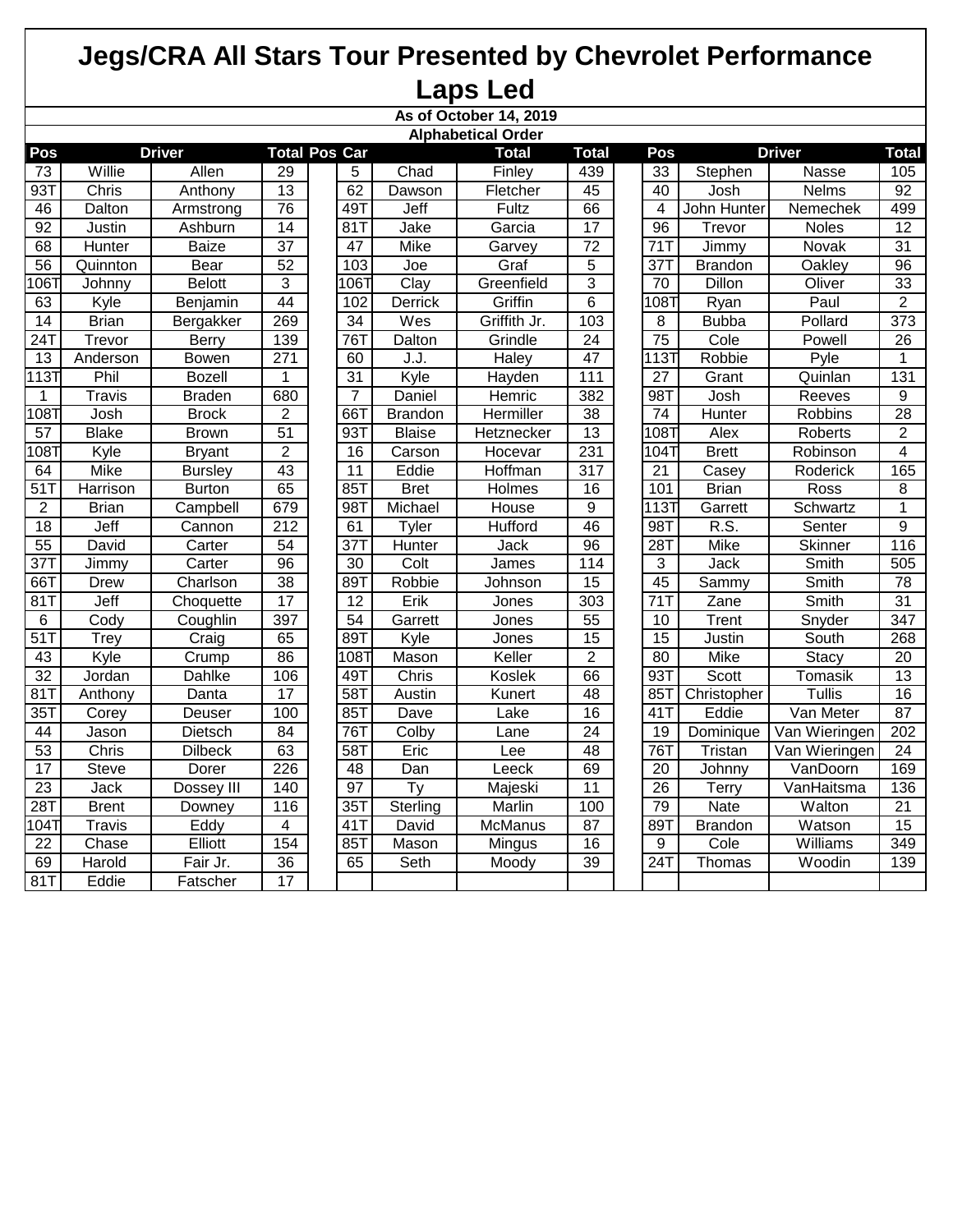# Jegs/CRA All Stars Tour Presented by Chevrolet Performance

## Laps Led

**As of October 14, 2019**

**Alphabetical Order**

| Pos | Driver | | Total | Pos | Car | | Total | Total | Pos | Driver | | Total |
|---|---|---|---|---|---|---|---|---|---|---|---|---|
| 73 | Willie | Allen | 29 | | 5 | Chad | Finley | 439 | 33 | Stephen | Nasse | 105 |
| 93T | Chris | Anthony | 13 | | 62 | Dawson | Fletcher | 45 | 40 | Josh | Nelms | 92 |
| 46 | Dalton | Armstrong | 76 | | 49T | Jeff | Fultz | 66 | 4 | John Hunter | Nemechek | 499 |
| 92 | Justin | Ashburn | 14 | | 81T | Jake | Garcia | 17 | 96 | Trevor | Noles | 12 |
| 68 | Hunter | Baize | 37 | | 47 | Mike | Garvey | 72 | 71T | Jimmy | Novak | 31 |
| 56 | Quinnton | Bear | 52 | | 103 | Joe | Graf | 5 | 37T | Brandon | Oakley | 96 |
| 106T | Johnny | Belott | 3 | | 106T | Clay | Greenfield | 3 | 70 | Dillon | Oliver | 33 |
| 63 | Kyle | Benjamin | 44 | | 102 | Derrick | Griffin | 6 | 108T | Ryan | Paul | 2 |
| 14 | Brian | Bergakker | 269 | | 34 | Wes | Griffith Jr. | 103 | 8 | Bubba | Pollard | 373 |
| 24T | Trevor | Berry | 139 | | 76T | Dalton | Grindle | 24 | 75 | Cole | Powell | 26 |
| 13 | Anderson | Bowen | 271 | | 60 | J.J. | Haley | 47 | 113T | Robbie | Pyle | 1 |
| 113T | Phil | Bozell | 1 | | 31 | Kyle | Hayden | 111 | 27 | Grant | Quinlan | 131 |
| 1 | Travis | Braden | 680 | | 7 | Daniel | Hemric | 382 | 98T | Josh | Reeves | 9 |
| 108T | Josh | Brock | 2 | | 66T | Brandon | Hermiller | 38 | 74 | Hunter | Robbins | 28 |
| 57 | Blake | Brown | 51 | | 93T | Blaise | Hetznecker | 13 | 108T | Alex | Roberts | 2 |
| 108T | Kyle | Bryant | 2 | | 16 | Carson | Hocevar | 231 | 104T | Brett | Robinson | 4 |
| 64 | Mike | Bursley | 43 | | 11 | Eddie | Hoffman | 317 | 21 | Casey | Roderick | 165 |
| 51T | Harrison | Burton | 65 | | 85T | Bret | Holmes | 16 | 101 | Brian | Ross | 8 |
| 2 | Brian | Campbell | 679 | | 98T | Michael | House | 9 | 113T | Garrett | Schwartz | 1 |
| 18 | Jeff | Cannon | 212 | | 61 | Tyler | Hufford | 46 | 98T | R.S. | Senter | 9 |
| 55 | David | Carter | 54 | | 37T | Hunter | Jack | 96 | 28T | Mike | Skinner | 116 |
| 37T | Jimmy | Carter | 96 | | 30 | Colt | James | 114 | 3 | Jack | Smith | 505 |
| 66T | Drew | Charlson | 38 | | 89T | Robbie | Johnson | 15 | 45 | Sammy | Smith | 78 |
| 81T | Jeff | Choquette | 17 | | 12 | Erik | Jones | 303 | 71T | Zane | Smith | 31 |
| 6 | Cody | Coughlin | 397 | | 54 | Garrett | Jones | 55 | 10 | Trent | Snyder | 347 |
| 51T | Trey | Craig | 65 | | 89T | Kyle | Jones | 15 | 15 | Justin | South | 268 |
| 43 | Kyle | Crump | 86 | | 108T | Mason | Keller | 2 | 80 | Mike | Stacy | 20 |
| 32 | Jordan | Dahlke | 106 | | 49T | Chris | Koslek | 66 | 93T | Scott | Tomasik | 13 |
| 81T | Anthony | Danta | 17 | | 58T | Austin | Kunert | 48 | 85T | Christopher | Tullis | 16 |
| 35T | Corey | Deuser | 100 | | 85T | Dave | Lake | 16 | 41T | Eddie | Van Meter | 87 |
| 44 | Jason | Dietsch | 84 | | 76T | Colby | Lane | 24 | 19 | Dominique | Van Wieringen | 202 |
| 53 | Chris | Dilbeck | 63 | | 58T | Eric | Lee | 48 | 76T | Tristan | Van Wieringen | 24 |
| 17 | Steve | Dorer | 226 | | 48 | Dan | Leeck | 69 | 20 | Johnny | VanDoorn | 169 |
| 23 | Jack | Dossey III | 140 | | 97 | Ty | Majeski | 11 | 26 | Terry | VanHaitsma | 136 |
| 28T | Brent | Downey | 116 | | 35T | Sterling | Marlin | 100 | 79 | Nate | Walton | 21 |
| 104T | Travis | Eddy | 4 | | 41T | David | McManus | 87 | 89T | Brandon | Watson | 15 |
| 22 | Chase | Elliott | 154 | | 85T | Mason | Mingus | 16 | 9 | Cole | Williams | 349 |
| 69 | Harold | Fair Jr. | 36 | | 65 | Seth | Moody | 39 | 24T | Thomas | Woodin | 139 |
| 81T | Eddie | Fatscher | 17 | | | | | | | | | |